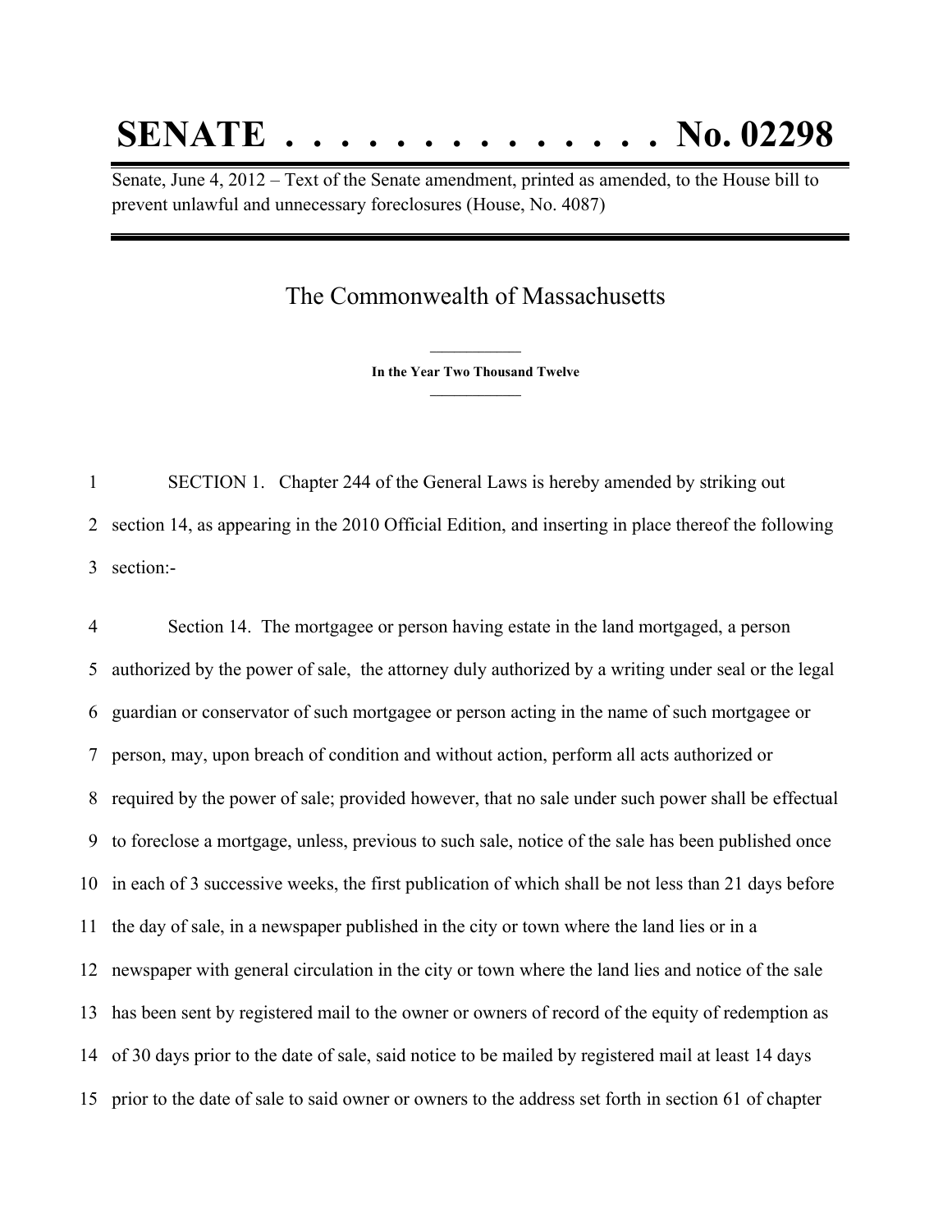# SENATE . . . . . . . . . . . . . . No. 02298

Senate, June 4, 2012 – Text of the Senate amendment, printed as amended, to the House bill to prevent unlawful and unnecessary foreclosures (House, No. 4087)

## The Commonwealth of Massachusetts

**In the Year Two Thousand Twelve**

SECTION 1. Chapter 244 of the General Laws is hereby amended by striking out section 14, as appearing in the 2010 Official Edition, and inserting in place thereof the following section:-

Section 14. The mortgagee or person having estate in the land mortgaged, a person authorized by the power of sale, the attorney duly authorized by a writing under seal or the legal guardian or conservator of such mortgagee or person acting in the name of such mortgagee or person, may, upon breach of condition and without action, perform all acts authorized or required by the power of sale; provided however, that no sale under such power shall be effectual to foreclose a mortgage, unless, previous to such sale, notice of the sale has been published once in each of 3 successive weeks, the first publication of which shall be not less than 21 days before the day of sale, in a newspaper published in the city or town where the land lies or in a newspaper with general circulation in the city or town where the land lies and notice of the sale has been sent by registered mail to the owner or owners of record of the equity of redemption as of 30 days prior to the date of sale, said notice to be mailed by registered mail at least 14 days prior to the date of sale to said owner or owners to the address set forth in section 61 of chapter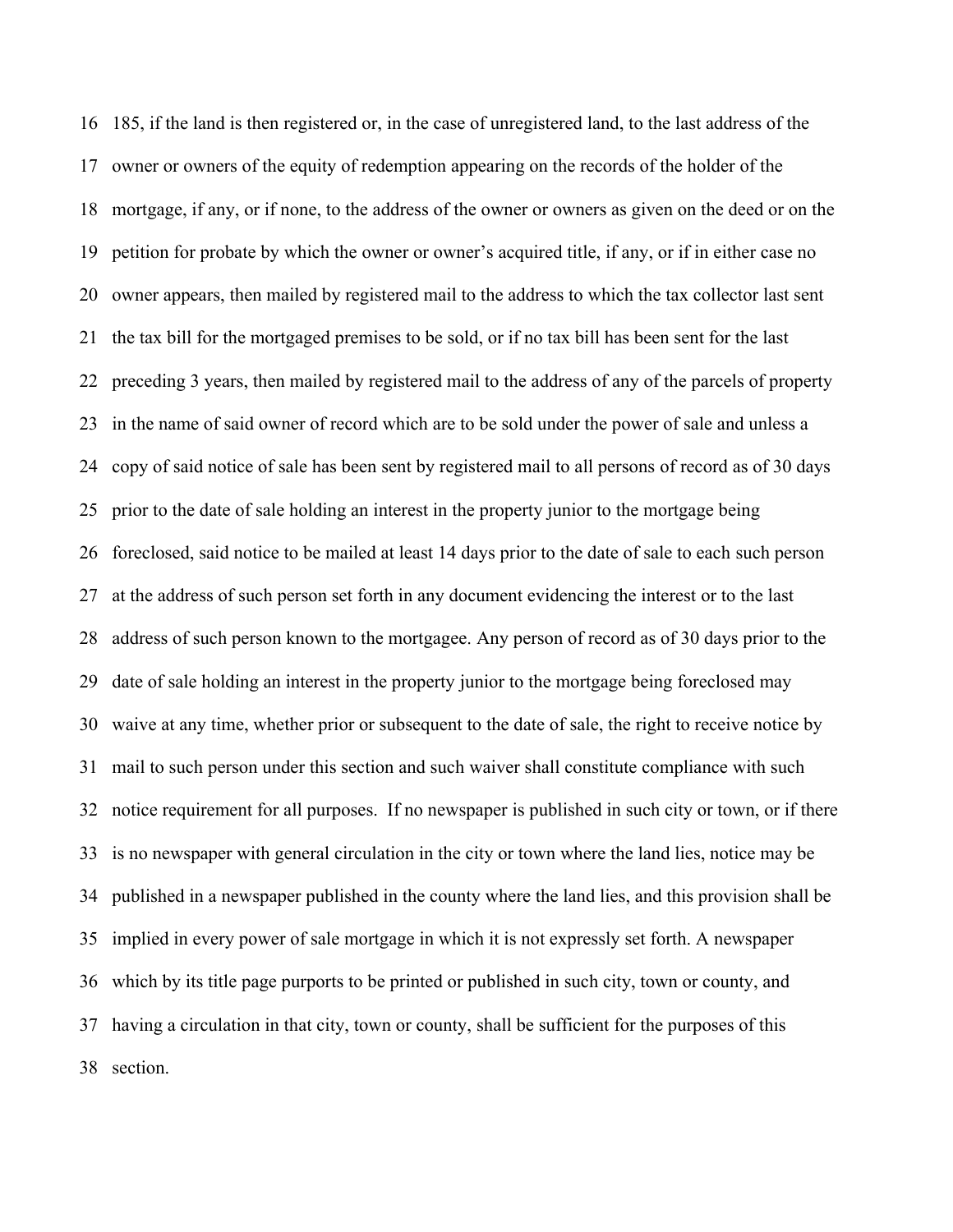185, if the land is then registered or, in the case of unregistered land, to the last address of the owner or owners of the equity of redemption appearing on the records of the holder of the mortgage, if any, or if none, to the address of the owner or owners as given on the deed or on the petition for probate by which the owner or owner's acquired title, if any, or if in either case no owner appears, then mailed by registered mail to the address to which the tax collector last sent the tax bill for the mortgaged premises to be sold, or if no tax bill has been sent for the last preceding 3 years, then mailed by registered mail to the address of any of the parcels of property in the name of said owner of record which are to be sold under the power of sale and unless a copy of said notice of sale has been sent by registered mail to all persons of record as of 30 days prior to the date of sale holding an interest in the property junior to the mortgage being foreclosed, said notice to be mailed at least 14 days prior to the date of sale to each such person at the address of such person set forth in any document evidencing the interest or to the last address of such person known to the mortgagee. Any person of record as of 30 days prior to the date of sale holding an interest in the property junior to the mortgage being foreclosed may waive at any time, whether prior or subsequent to the date of sale, the right to receive notice by mail to such person under this section and such waiver shall constitute compliance with such notice requirement for all purposes. If no newspaper is published in such city or town, or if there is no newspaper with general circulation in the city or town where the land lies, notice may be published in a newspaper published in the county where the land lies, and this provision shall be implied in every power of sale mortgage in which it is not expressly set forth. A newspaper which by its title page purports to be printed or published in such city, town or county, and having a circulation in that city, town or county, shall be sufficient for the purposes of this section.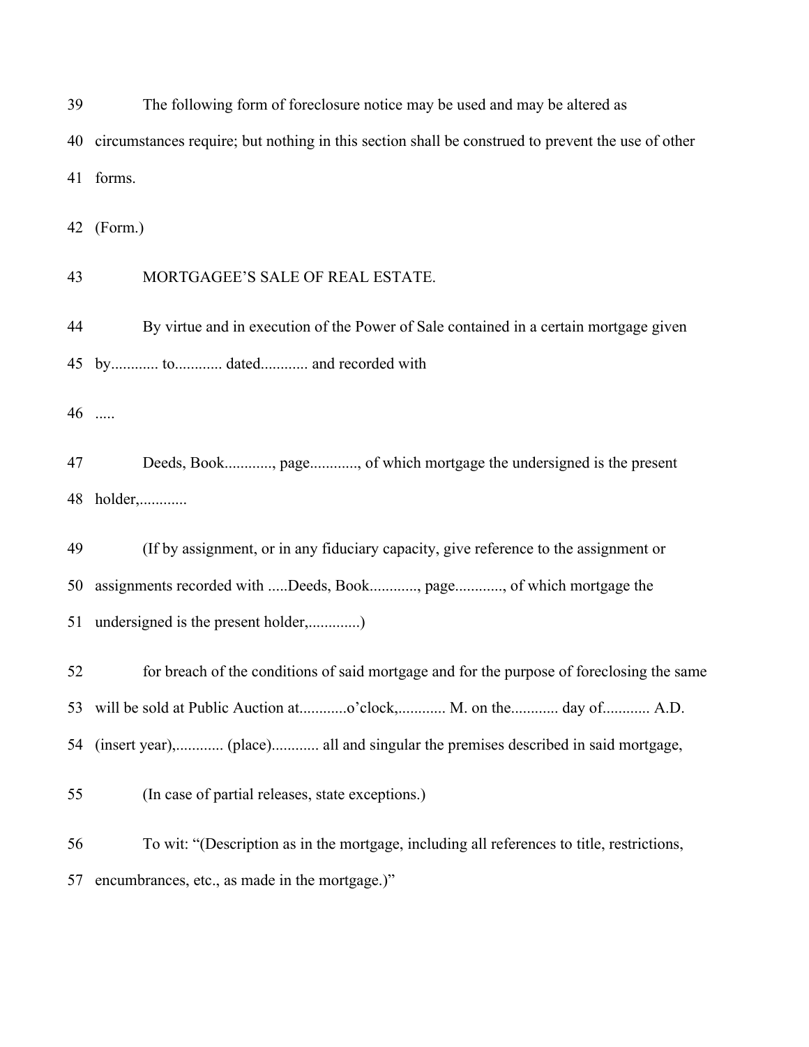39 The following form of foreclosure notice may be used and may be altered as
40 circumstances require; but nothing in this section shall be construed to prevent the use of other
41 forms.

42 (Form.)

43 MORTGAGEE'S SALE OF REAL ESTATE.

44 By virtue and in execution of the Power of Sale contained in a certain mortgage given
45 by............ to............ dated............ and recorded with

46 .....

47 Deeds, Book............, page............, of which mortgage the undersigned is the present
48 holder,............

49 (If by assignment, or in any fiduciary capacity, give reference to the assignment or
50 assignments recorded with .....Deeds, Book............, page............, of which mortgage the
51 undersigned is the present holder,.............)

52 for breach of the conditions of said mortgage and for the purpose of foreclosing the same
53 will be sold at Public Auction at............o'clock,............ M. on the............ day of............ A.D.
54 (insert year),............ (place)............ all and singular the premises described in said mortgage,

55 (In case of partial releases, state exceptions.)

56 To wit: "(Description as in the mortgage, including all references to title, restrictions,
57 encumbrances, etc., as made in the mortgage.)"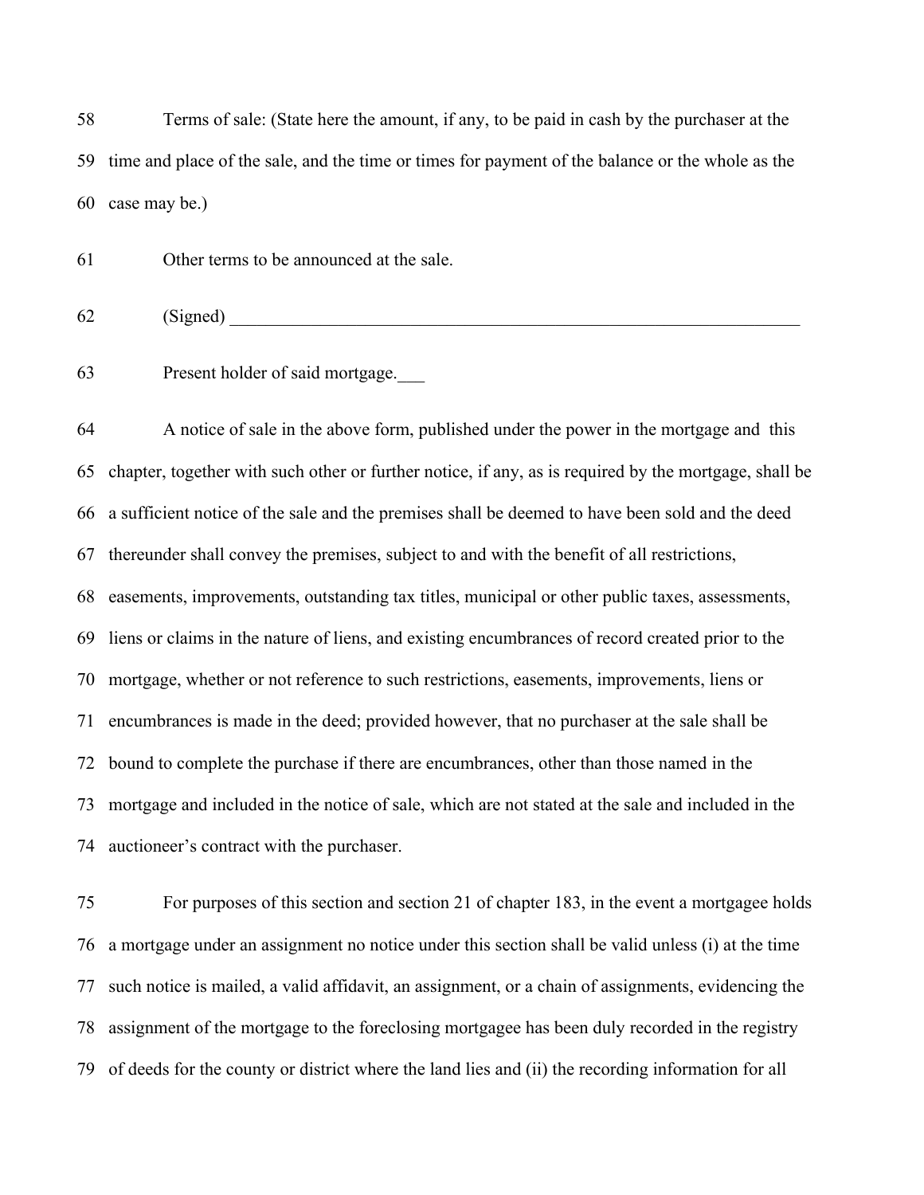58 Terms of sale: (State here the amount, if any, to be paid in cash by the purchaser at the
59 time and place of the sale, and the time or times for payment of the balance or the whole as the
60 case may be.)

61 Other terms to be announced at the sale.

62 (Signed) ___________________________________________________________________

63 Present holder of said mortgage.___

64 A notice of sale in the above form, published under the power in the mortgage and this
65 chapter, together with such other or further notice, if any, as is required by the mortgage, shall be
66 a sufficient notice of the sale and the premises shall be deemed to have been sold and the deed
67 thereunder shall convey the premises, subject to and with the benefit of all restrictions,
68 easements, improvements, outstanding tax titles, municipal or other public taxes, assessments,
69 liens or claims in the nature of liens, and existing encumbrances of record created prior to the
70 mortgage, whether or not reference to such restrictions, easements, improvements, liens or
71 encumbrances is made in the deed; provided however, that no purchaser at the sale shall be
72 bound to complete the purchase if there are encumbrances, other than those named in the
73 mortgage and included in the notice of sale, which are not stated at the sale and included in the
74 auctioneer's contract with the purchaser.

75 For purposes of this section and section 21 of chapter 183, in the event a mortgagee holds
76 a mortgage under an assignment no notice under this section shall be valid unless (i) at the time
77 such notice is mailed, a valid affidavit, an assignment, or a chain of assignments, evidencing the
78 assignment of the mortgage to the foreclosing mortgagee has been duly recorded in the registry
79 of deeds for the county or district where the land lies and (ii) the recording information for all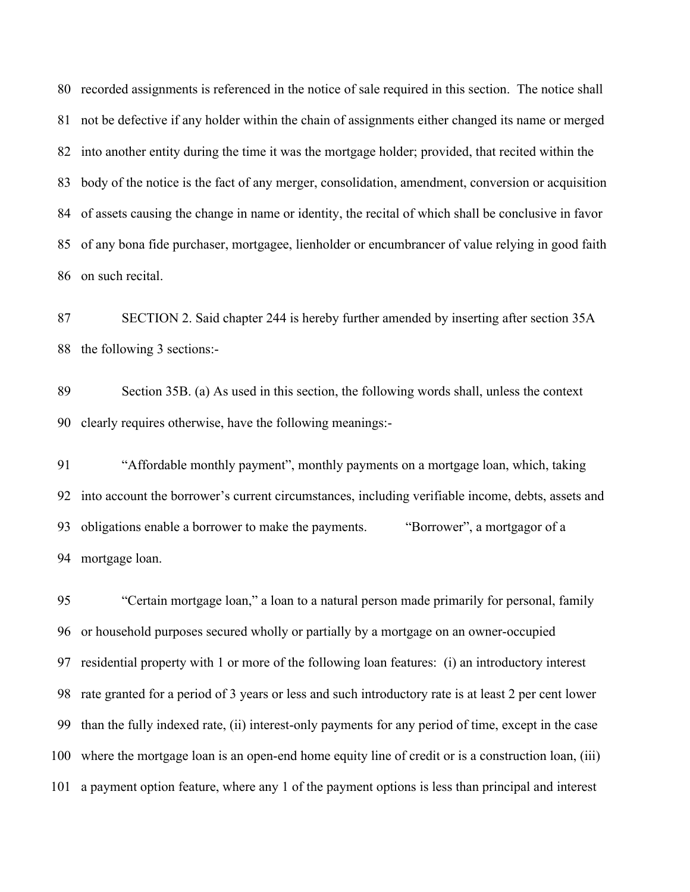recorded assignments is referenced in the notice of sale required in this section. The notice shall not be defective if any holder within the chain of assignments either changed its name or merged into another entity during the time it was the mortgage holder; provided, that recited within the body of the notice is the fact of any merger, consolidation, amendment, conversion or acquisition of assets causing the change in name or identity, the recital of which shall be conclusive in favor of any bona fide purchaser, mortgagee, lienholder or encumbrancer of value relying in good faith on such recital.

SECTION 2. Said chapter 244 is hereby further amended by inserting after section 35A the following 3 sections:-

Section 35B. (a) As used in this section, the following words shall, unless the context clearly requires otherwise, have the following meanings:-

"Affordable monthly payment", monthly payments on a mortgage loan, which, taking into account the borrower's current circumstances, including verifiable income, debts, assets and obligations enable a borrower to make the payments. "Borrower", a mortgagor of a mortgage loan.

"Certain mortgage loan," a loan to a natural person made primarily for personal, family or household purposes secured wholly or partially by a mortgage on an owner-occupied residential property with 1 or more of the following loan features: (i) an introductory interest rate granted for a period of 3 years or less and such introductory rate is at least 2 per cent lower than the fully indexed rate, (ii) interest-only payments for any period of time, except in the case where the mortgage loan is an open-end home equity line of credit or is a construction loan, (iii) a payment option feature, where any 1 of the payment options is less than principal and interest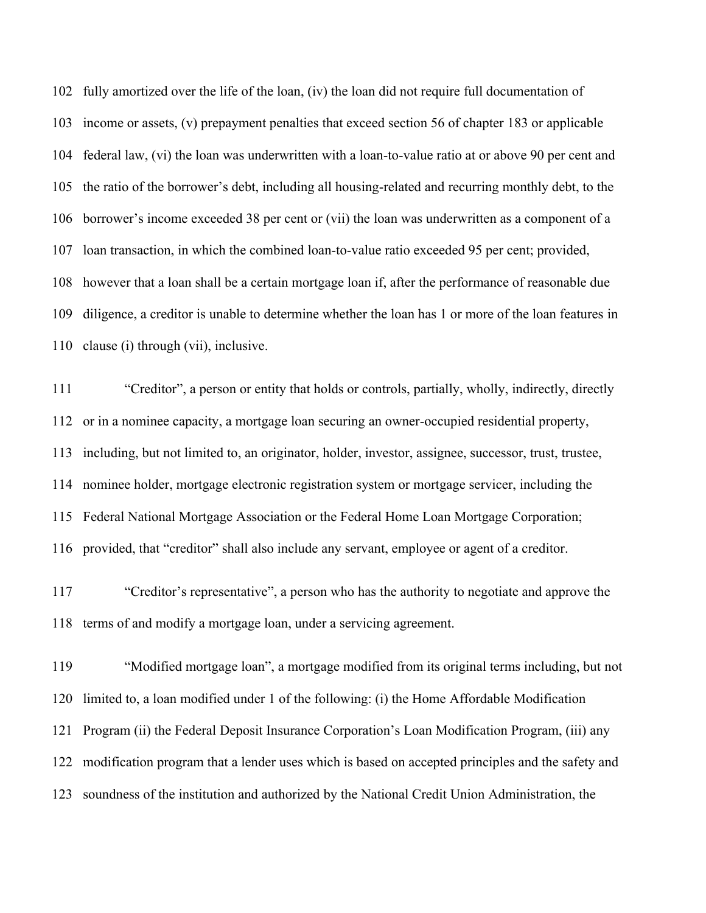102 fully amortized over the life of the loan, (iv) the loan did not require full documentation of

103 income or assets, (v) prepayment penalties that exceed section 56 of chapter 183 or applicable

104 federal law, (vi) the loan was underwritten with a loan-to-value ratio at or above 90 per cent and

105 the ratio of the borrower's debt, including all housing-related and recurring monthly debt, to the

106 borrower's income exceeded 38 per cent or (vii) the loan was underwritten as a component of a

107 loan transaction, in which the combined loan-to-value ratio exceeded 95 per cent; provided,

108 however that a loan shall be a certain mortgage loan if, after the performance of reasonable due

109 diligence, a creditor is unable to determine whether the loan has 1 or more of the loan features in

110 clause (i) through (vii), inclusive.

111 "Creditor", a person or entity that holds or controls, partially, wholly, indirectly, directly

112 or in a nominee capacity, a mortgage loan securing an owner-occupied residential property,

113 including, but not limited to, an originator, holder, investor, assignee, successor, trust, trustee,

114 nominee holder, mortgage electronic registration system or mortgage servicer, including the

115 Federal National Mortgage Association or the Federal Home Loan Mortgage Corporation;

116 provided, that "creditor" shall also include any servant, employee or agent of a creditor.

117 "Creditor's representative", a person who has the authority to negotiate and approve the

118 terms of and modify a mortgage loan, under a servicing agreement.

119 "Modified mortgage loan", a mortgage modified from its original terms including, but not

120 limited to, a loan modified under 1 of the following: (i) the Home Affordable Modification

121 Program (ii) the Federal Deposit Insurance Corporation's Loan Modification Program, (iii) any

122 modification program that a lender uses which is based on accepted principles and the safety and

123 soundness of the institution and authorized by the National Credit Union Administration, the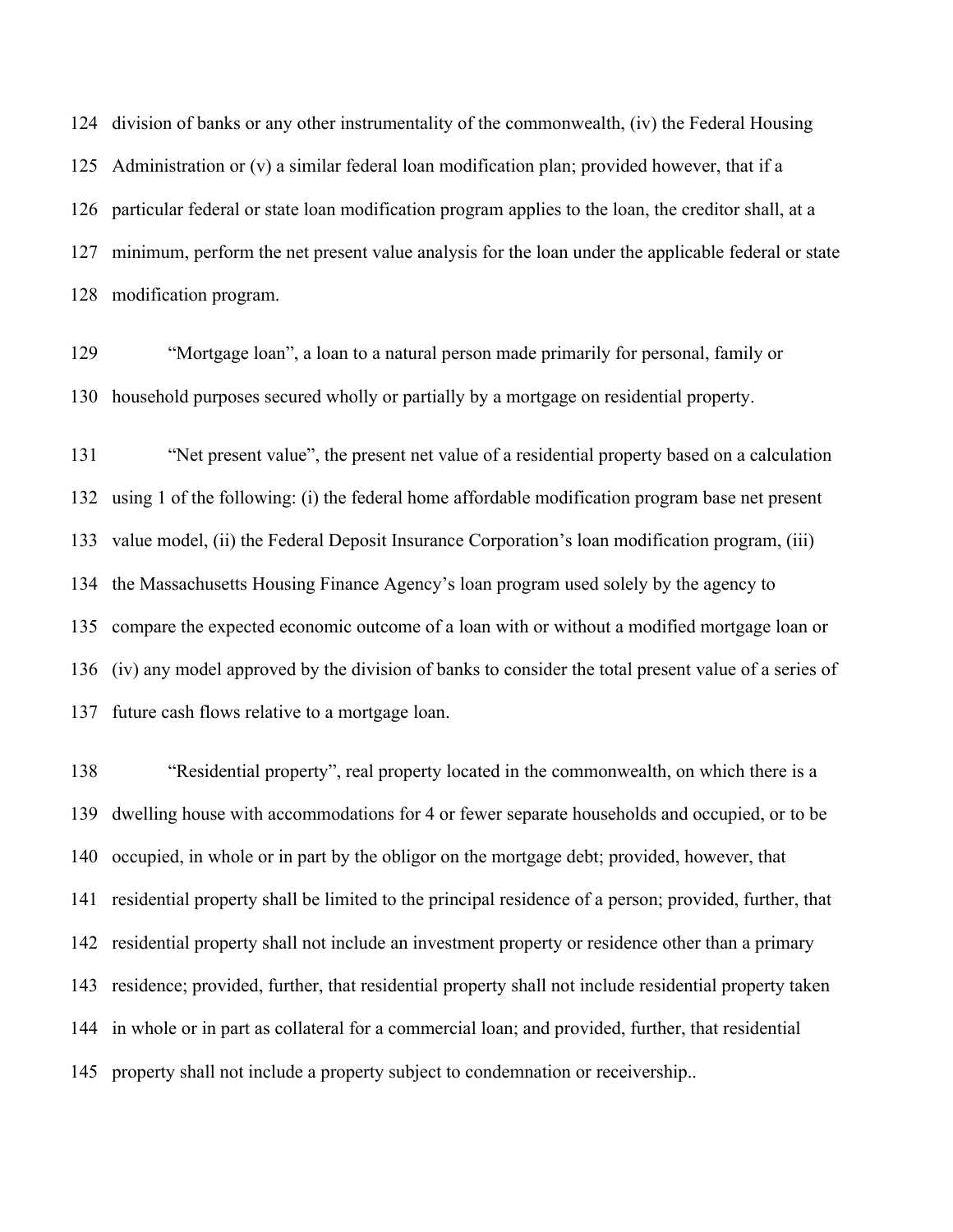division of banks or any other instrumentality of the commonwealth, (iv) the Federal Housing Administration or (v) a similar federal loan modification plan; provided however, that if a particular federal or state loan modification program applies to the loan, the creditor shall, at a minimum, perform the net present value analysis for the loan under the applicable federal or state modification program.

"Mortgage loan", a loan to a natural person made primarily for personal, family or household purposes secured wholly or partially by a mortgage on residential property.

"Net present value", the present net value of a residential property based on a calculation using 1 of the following: (i) the federal home affordable modification program base net present value model, (ii) the Federal Deposit Insurance Corporation's loan modification program, (iii) the Massachusetts Housing Finance Agency's loan program used solely by the agency to compare the expected economic outcome of a loan with or without a modified mortgage loan or (iv) any model approved by the division of banks to consider the total present value of a series of future cash flows relative to a mortgage loan.

"Residential property", real property located in the commonwealth, on which there is a dwelling house with accommodations for 4 or fewer separate households and occupied, or to be occupied, in whole or in part by the obligor on the mortgage debt; provided, however, that residential property shall be limited to the principal residence of a person; provided, further, that residential property shall not include an investment property or residence other than a primary residence; provided, further, that residential property shall not include residential property taken in whole or in part as collateral for a commercial loan; and provided, further, that residential property shall not include a property subject to condemnation or receivership..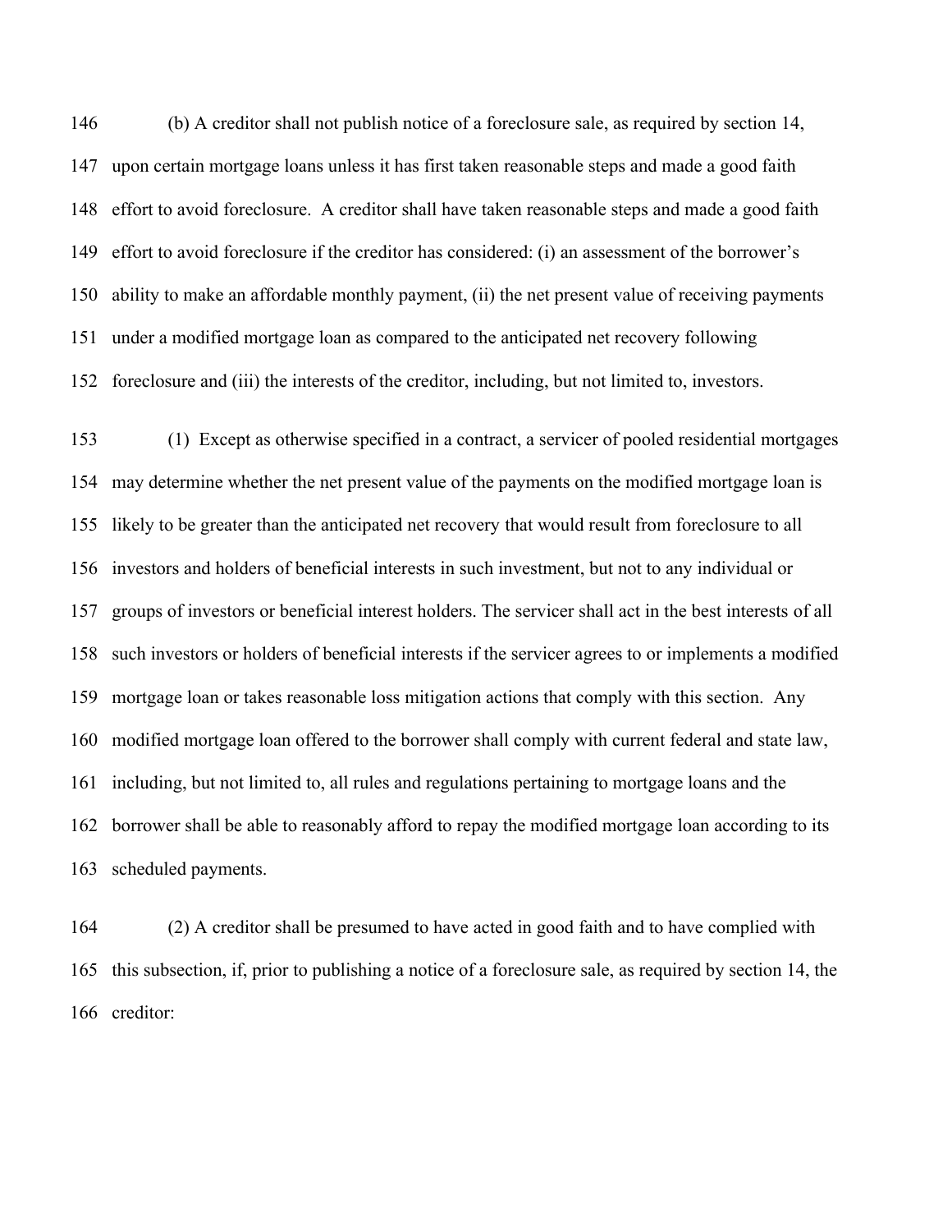(b) A creditor shall not publish notice of a foreclosure sale, as required by section 14, upon certain mortgage loans unless it has first taken reasonable steps and made a good faith effort to avoid foreclosure. A creditor shall have taken reasonable steps and made a good faith effort to avoid foreclosure if the creditor has considered: (i) an assessment of the borrower's ability to make an affordable monthly payment, (ii) the net present value of receiving payments under a modified mortgage loan as compared to the anticipated net recovery following foreclosure and (iii) the interests of the creditor, including, but not limited to, investors.

(1) Except as otherwise specified in a contract, a servicer of pooled residential mortgages may determine whether the net present value of the payments on the modified mortgage loan is likely to be greater than the anticipated net recovery that would result from foreclosure to all investors and holders of beneficial interests in such investment, but not to any individual or groups of investors or beneficial interest holders. The servicer shall act in the best interests of all such investors or holders of beneficial interests if the servicer agrees to or implements a modified mortgage loan or takes reasonable loss mitigation actions that comply with this section. Any modified mortgage loan offered to the borrower shall comply with current federal and state law, including, but not limited to, all rules and regulations pertaining to mortgage loans and the borrower shall be able to reasonably afford to repay the modified mortgage loan according to its scheduled payments.

(2) A creditor shall be presumed to have acted in good faith and to have complied with this subsection, if, prior to publishing a notice of a foreclosure sale, as required by section 14, the creditor: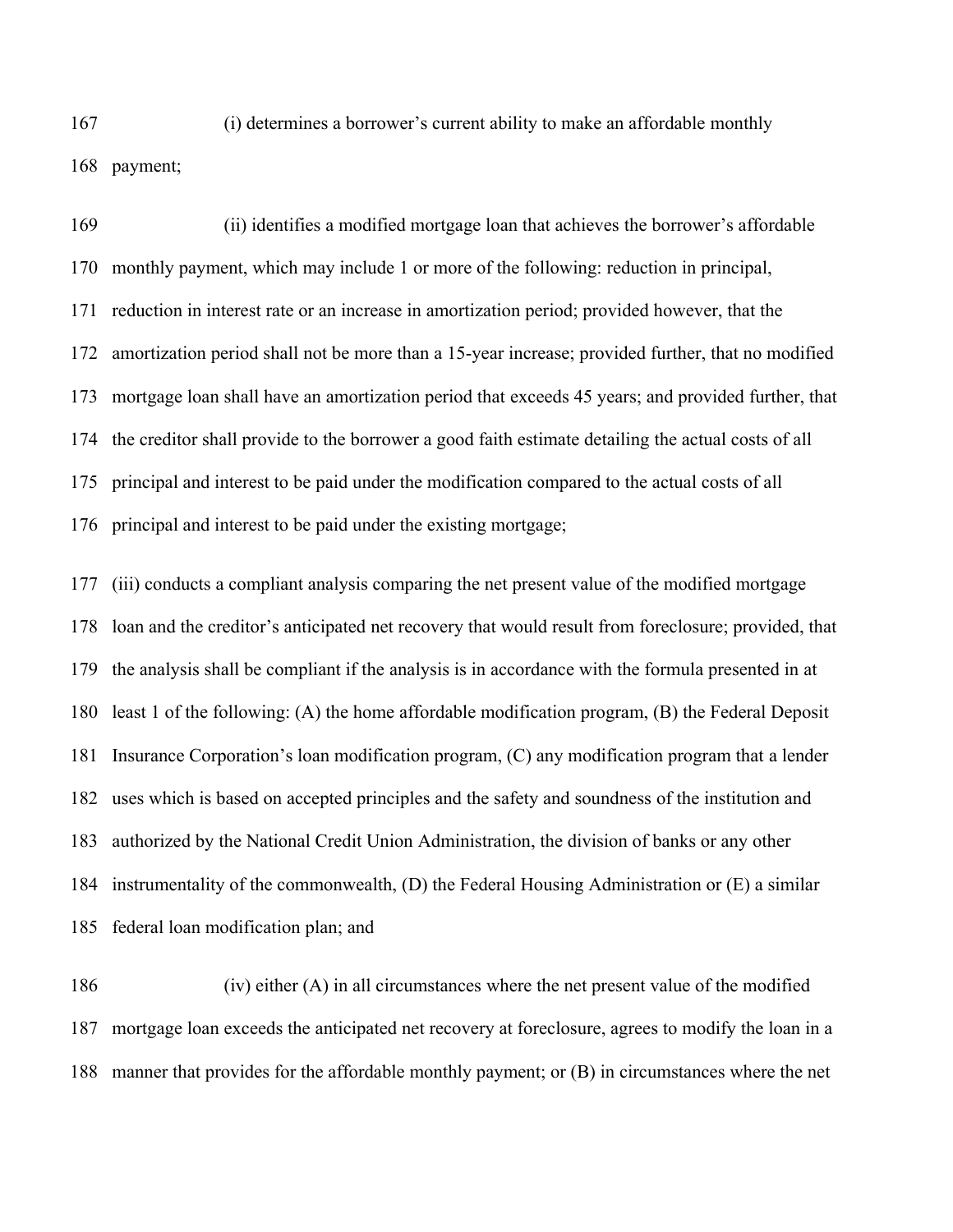(i) determines a borrower's current ability to make an affordable monthly payment;

(ii) identifies a modified mortgage loan that achieves the borrower's affordable monthly payment, which may include 1 or more of the following: reduction in principal, reduction in interest rate or an increase in amortization period; provided however, that the amortization period shall not be more than a 15-year increase; provided further, that no modified mortgage loan shall have an amortization period that exceeds 45 years; and provided further, that the creditor shall provide to the borrower a good faith estimate detailing the actual costs of all principal and interest to be paid under the modification compared to the actual costs of all principal and interest to be paid under the existing mortgage;

(iii) conducts a compliant analysis comparing the net present value of the modified mortgage loan and the creditor's anticipated net recovery that would result from foreclosure; provided, that the analysis shall be compliant if the analysis is in accordance with the formula presented in at least 1 of the following: (A) the home affordable modification program, (B) the Federal Deposit Insurance Corporation's loan modification program, (C) any modification program that a lender uses which is based on accepted principles and the safety and soundness of the institution and authorized by the National Credit Union Administration, the division of banks or any other instrumentality of the commonwealth, (D) the Federal Housing Administration or (E) a similar federal loan modification plan; and

(iv) either (A) in all circumstances where the net present value of the modified mortgage loan exceeds the anticipated net recovery at foreclosure, agrees to modify the loan in a manner that provides for the affordable monthly payment; or (B) in circumstances where the net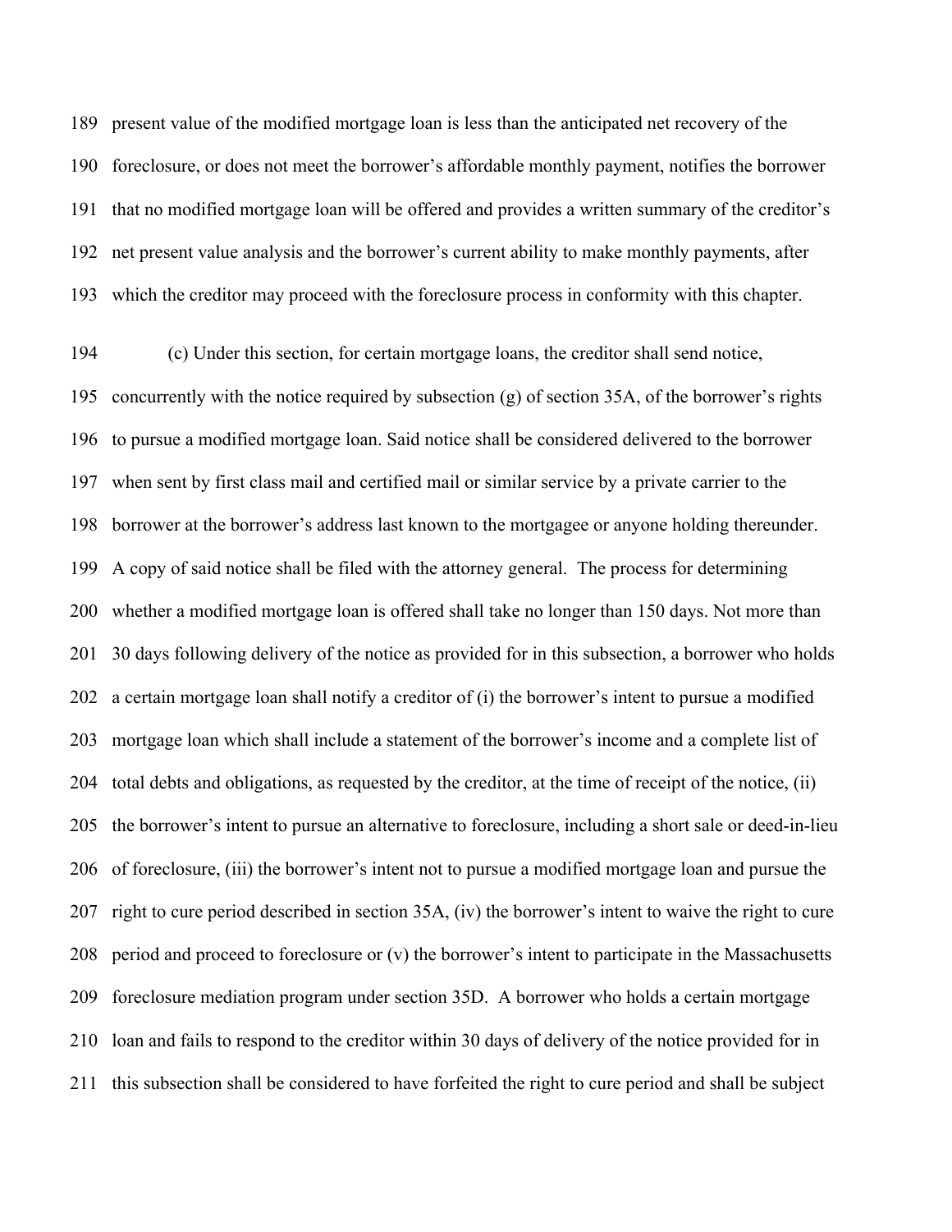present value of the modified mortgage loan is less than the anticipated net recovery of the foreclosure, or does not meet the borrower's affordable monthly payment, notifies the borrower that no modified mortgage loan will be offered and provides a written summary of the creditor's net present value analysis and the borrower's current ability to make monthly payments, after which the creditor may proceed with the foreclosure process in conformity with this chapter.

(c) Under this section, for certain mortgage loans, the creditor shall send notice, concurrently with the notice required by subsection (g) of section 35A, of the borrower's rights to pursue a modified mortgage loan. Said notice shall be considered delivered to the borrower when sent by first class mail and certified mail or similar service by a private carrier to the borrower at the borrower's address last known to the mortgagee or anyone holding thereunder. A copy of said notice shall be filed with the attorney general. The process for determining whether a modified mortgage loan is offered shall take no longer than 150 days. Not more than 30 days following delivery of the notice as provided for in this subsection, a borrower who holds a certain mortgage loan shall notify a creditor of (i) the borrower's intent to pursue a modified mortgage loan which shall include a statement of the borrower's income and a complete list of total debts and obligations, as requested by the creditor, at the time of receipt of the notice, (ii) the borrower's intent to pursue an alternative to foreclosure, including a short sale or deed-in-lieu of foreclosure, (iii) the borrower's intent not to pursue a modified mortgage loan and pursue the right to cure period described in section 35A, (iv) the borrower's intent to waive the right to cure period and proceed to foreclosure or (v) the borrower's intent to participate in the Massachusetts foreclosure mediation program under section 35D. A borrower who holds a certain mortgage loan and fails to respond to the creditor within 30 days of delivery of the notice provided for in this subsection shall be considered to have forfeited the right to cure period and shall be subject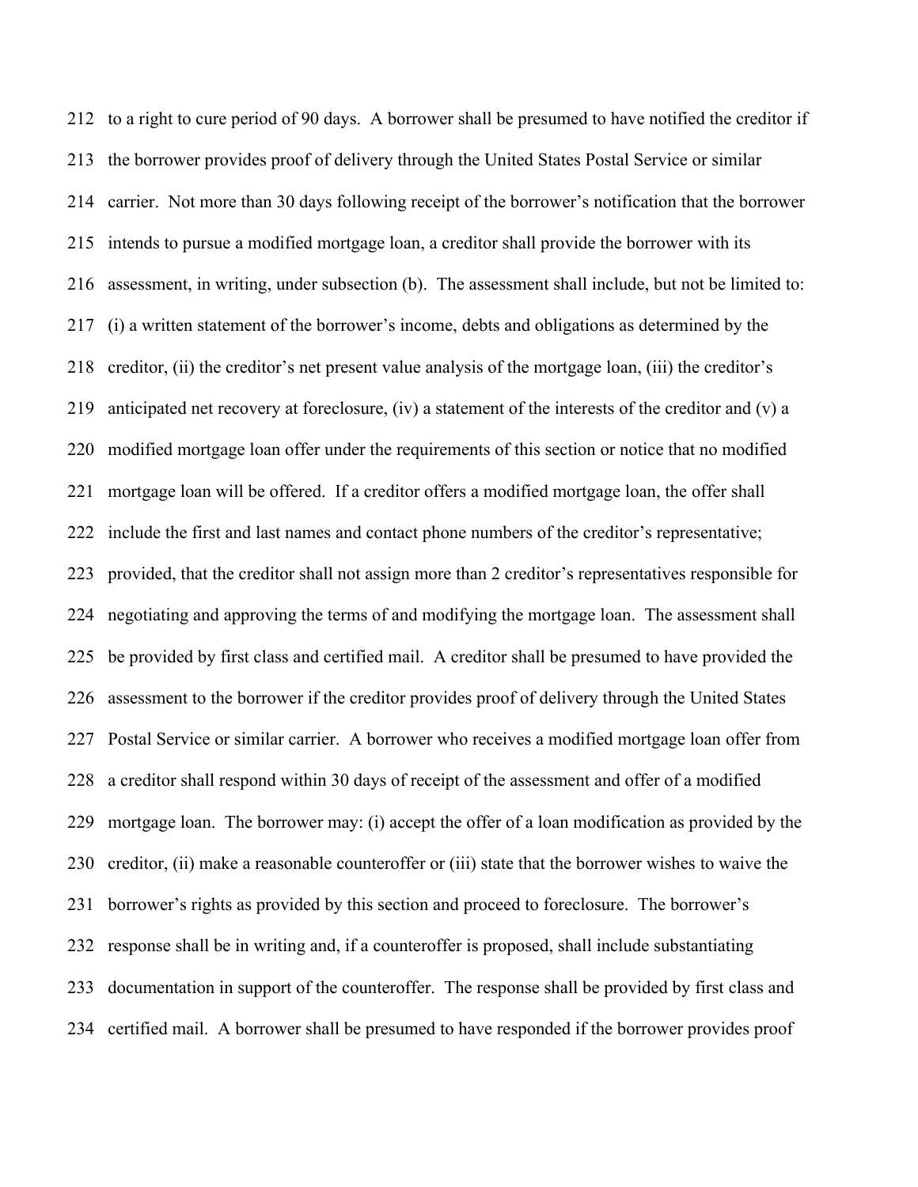212 to a right to cure period of 90 days. A borrower shall be presumed to have notified the creditor if
213 the borrower provides proof of delivery through the United States Postal Service or similar
214 carrier. Not more than 30 days following receipt of the borrower's notification that the borrower
215 intends to pursue a modified mortgage loan, a creditor shall provide the borrower with its
216 assessment, in writing, under subsection (b). The assessment shall include, but not be limited to:
217 (i) a written statement of the borrower's income, debts and obligations as determined by the
218 creditor, (ii) the creditor's net present value analysis of the mortgage loan, (iii) the creditor's
219 anticipated net recovery at foreclosure, (iv) a statement of the interests of the creditor and (v) a
220 modified mortgage loan offer under the requirements of this section or notice that no modified
221 mortgage loan will be offered. If a creditor offers a modified mortgage loan, the offer shall
222 include the first and last names and contact phone numbers of the creditor's representative;
223 provided, that the creditor shall not assign more than 2 creditor's representatives responsible for
224 negotiating and approving the terms of and modifying the mortgage loan. The assessment shall
225 be provided by first class and certified mail. A creditor shall be presumed to have provided the
226 assessment to the borrower if the creditor provides proof of delivery through the United States
227 Postal Service or similar carrier. A borrower who receives a modified mortgage loan offer from
228 a creditor shall respond within 30 days of receipt of the assessment and offer of a modified
229 mortgage loan. The borrower may: (i) accept the offer of a loan modification as provided by the
230 creditor, (ii) make a reasonable counteroffer or (iii) state that the borrower wishes to waive the
231 borrower's rights as provided by this section and proceed to foreclosure. The borrower's
232 response shall be in writing and, if a counteroffer is proposed, shall include substantiating
233 documentation in support of the counteroffer. The response shall be provided by first class and
234 certified mail. A borrower shall be presumed to have responded if the borrower provides proof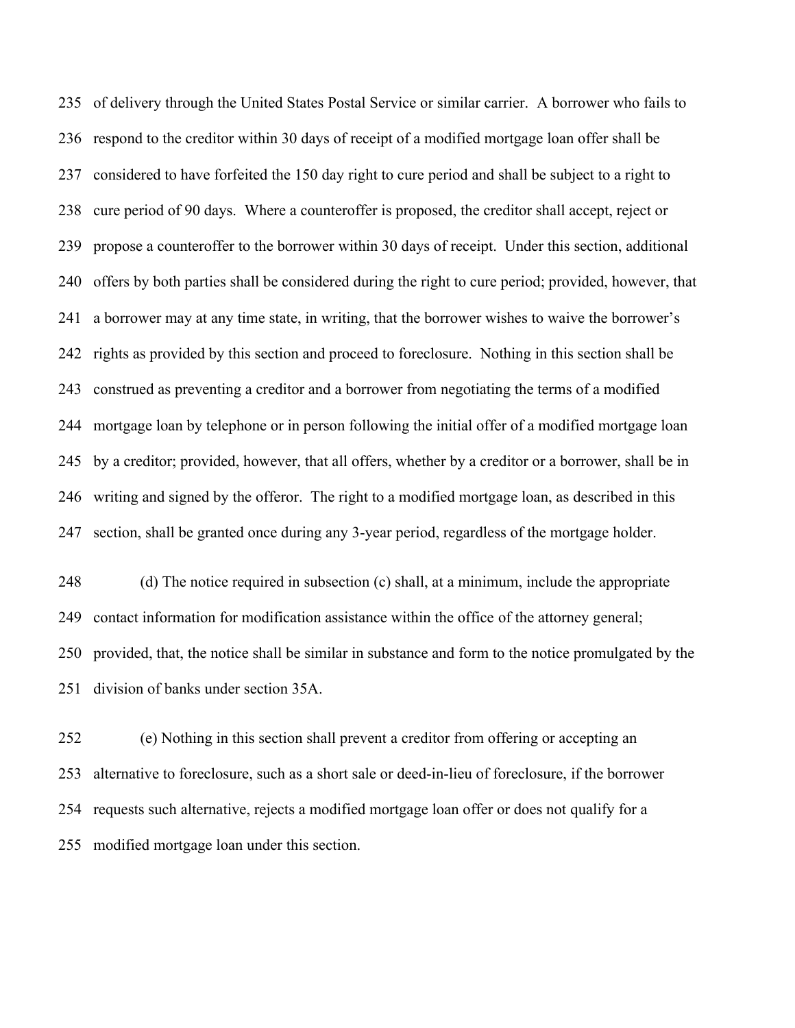of delivery through the United States Postal Service or similar carrier. A borrower who fails to respond to the creditor within 30 days of receipt of a modified mortgage loan offer shall be considered to have forfeited the 150 day right to cure period and shall be subject to a right to cure period of 90 days. Where a counteroffer is proposed, the creditor shall accept, reject or propose a counteroffer to the borrower within 30 days of receipt. Under this section, additional offers by both parties shall be considered during the right to cure period; provided, however, that a borrower may at any time state, in writing, that the borrower wishes to waive the borrower's rights as provided by this section and proceed to foreclosure. Nothing in this section shall be construed as preventing a creditor and a borrower from negotiating the terms of a modified mortgage loan by telephone or in person following the initial offer of a modified mortgage loan by a creditor; provided, however, that all offers, whether by a creditor or a borrower, shall be in writing and signed by the offeror. The right to a modified mortgage loan, as described in this section, shall be granted once during any 3-year period, regardless of the mortgage holder.

(d) The notice required in subsection (c) shall, at a minimum, include the appropriate contact information for modification assistance within the office of the attorney general; provided, that, the notice shall be similar in substance and form to the notice promulgated by the division of banks under section 35A.

(e) Nothing in this section shall prevent a creditor from offering or accepting an alternative to foreclosure, such as a short sale or deed-in-lieu of foreclosure, if the borrower requests such alternative, rejects a modified mortgage loan offer or does not qualify for a modified mortgage loan under this section.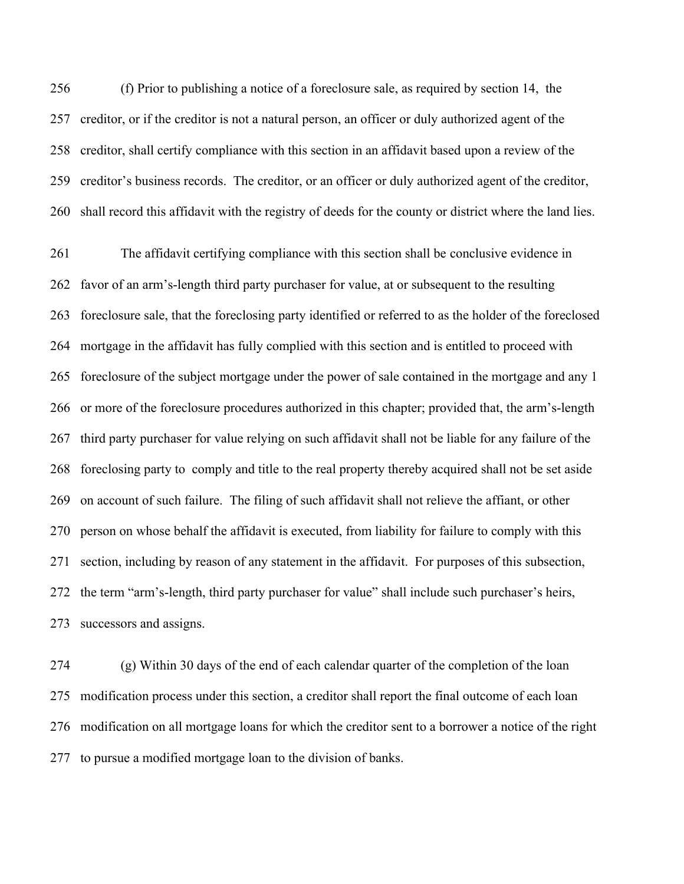(f) Prior to publishing a notice of a foreclosure sale, as required by section 14, the creditor, or if the creditor is not a natural person, an officer or duly authorized agent of the creditor, shall certify compliance with this section in an affidavit based upon a review of the creditor's business records. The creditor, or an officer or duly authorized agent of the creditor, shall record this affidavit with the registry of deeds for the county or district where the land lies.

The affidavit certifying compliance with this section shall be conclusive evidence in favor of an arm's-length third party purchaser for value, at or subsequent to the resulting foreclosure sale, that the foreclosing party identified or referred to as the holder of the foreclosed mortgage in the affidavit has fully complied with this section and is entitled to proceed with foreclosure of the subject mortgage under the power of sale contained in the mortgage and any 1 or more of the foreclosure procedures authorized in this chapter; provided that, the arm's-length third party purchaser for value relying on such affidavit shall not be liable for any failure of the foreclosing party to comply and title to the real property thereby acquired shall not be set aside on account of such failure. The filing of such affidavit shall not relieve the affiant, or other person on whose behalf the affidavit is executed, from liability for failure to comply with this section, including by reason of any statement in the affidavit. For purposes of this subsection, the term "arm's-length, third party purchaser for value" shall include such purchaser's heirs, successors and assigns.

(g) Within 30 days of the end of each calendar quarter of the completion of the loan modification process under this section, a creditor shall report the final outcome of each loan modification on all mortgage loans for which the creditor sent to a borrower a notice of the right to pursue a modified mortgage loan to the division of banks.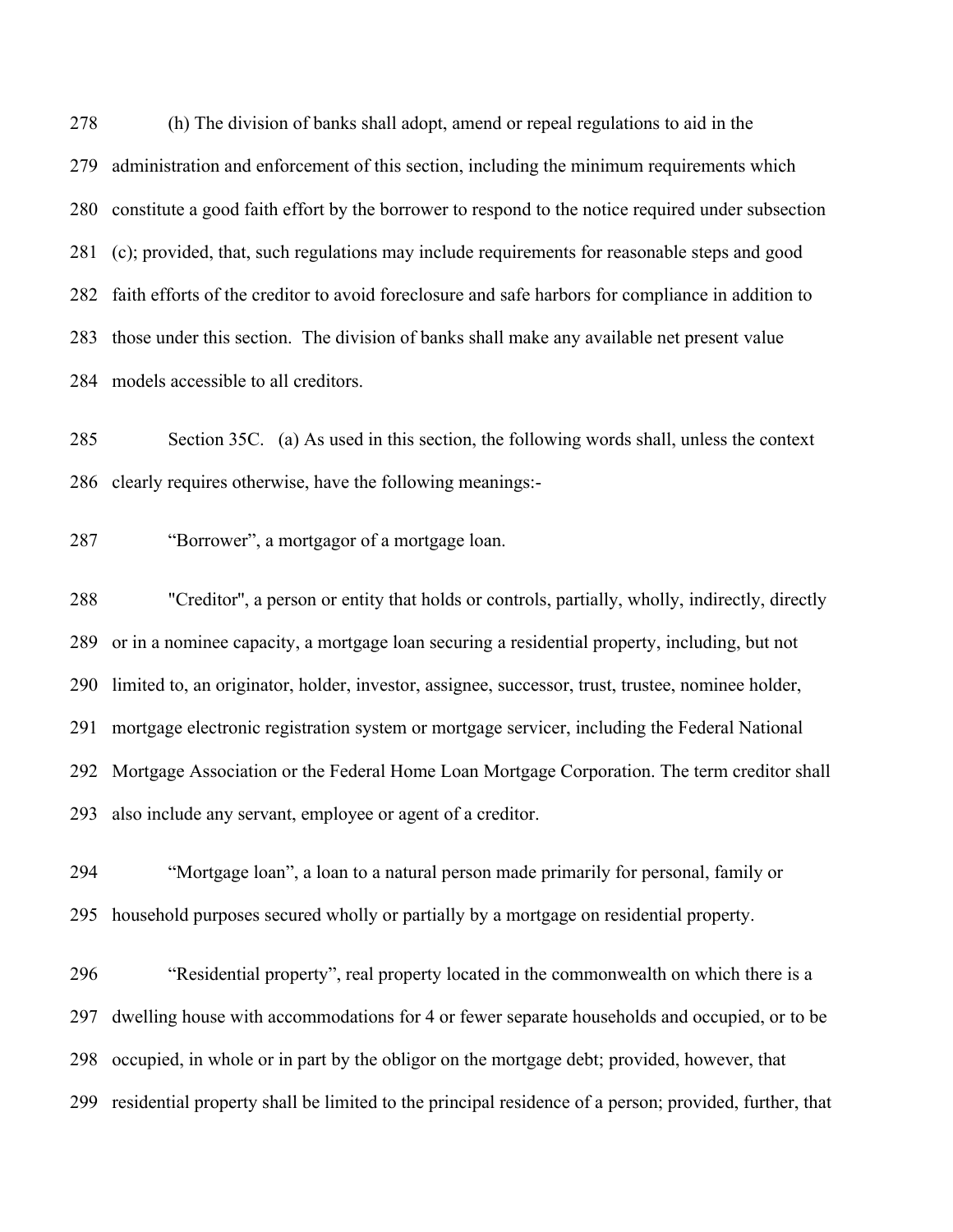(h) The division of banks shall adopt, amend or repeal regulations to aid in the administration and enforcement of this section, including the minimum requirements which constitute a good faith effort by the borrower to respond to the notice required under subsection (c); provided, that, such regulations may include requirements for reasonable steps and good faith efforts of the creditor to avoid foreclosure and safe harbors for compliance in addition to those under this section. The division of banks shall make any available net present value models accessible to all creditors.

Section 35C. (a) As used in this section, the following words shall, unless the context clearly requires otherwise, have the following meanings:-

"Borrower", a mortgagor of a mortgage loan.

"Creditor", a person or entity that holds or controls, partially, wholly, indirectly, directly or in a nominee capacity, a mortgage loan securing a residential property, including, but not limited to, an originator, holder, investor, assignee, successor, trust, trustee, nominee holder, mortgage electronic registration system or mortgage servicer, including the Federal National Mortgage Association or the Federal Home Loan Mortgage Corporation. The term creditor shall also include any servant, employee or agent of a creditor.

"Mortgage loan", a loan to a natural person made primarily for personal, family or household purposes secured wholly or partially by a mortgage on residential property.

"Residential property", real property located in the commonwealth on which there is a dwelling house with accommodations for 4 or fewer separate households and occupied, or to be occupied, in whole or in part by the obligor on the mortgage debt; provided, however, that residential property shall be limited to the principal residence of a person; provided, further, that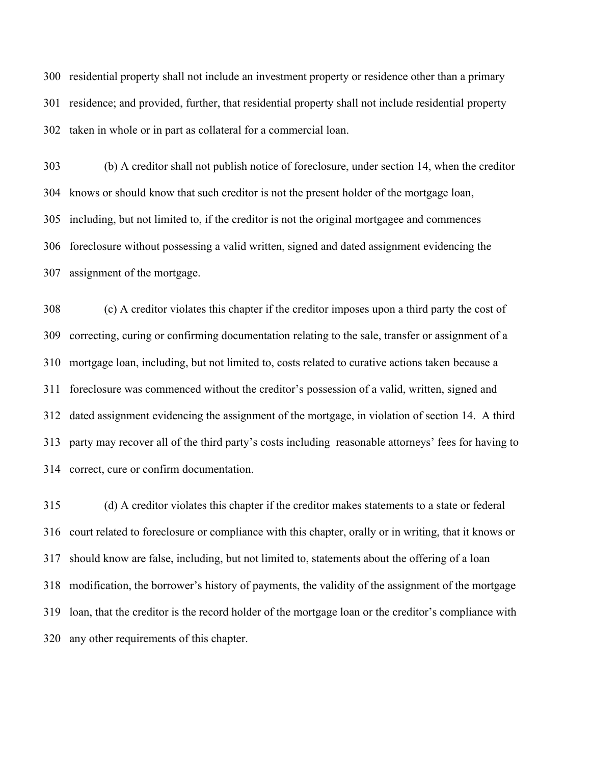residential property shall not include an investment property or residence other than a primary residence; and provided, further, that residential property shall not include residential property taken in whole or in part as collateral for a commercial loan.

(b) A creditor shall not publish notice of foreclosure, under section 14, when the creditor knows or should know that such creditor is not the present holder of the mortgage loan, including, but not limited to, if the creditor is not the original mortgagee and commences foreclosure without possessing a valid written, signed and dated assignment evidencing the assignment of the mortgage.

(c) A creditor violates this chapter if the creditor imposes upon a third party the cost of correcting, curing or confirming documentation relating to the sale, transfer or assignment of a mortgage loan, including, but not limited to, costs related to curative actions taken because a foreclosure was commenced without the creditor's possession of a valid, written, signed and dated assignment evidencing the assignment of the mortgage, in violation of section 14. A third party may recover all of the third party's costs including reasonable attorneys' fees for having to correct, cure or confirm documentation.

(d) A creditor violates this chapter if the creditor makes statements to a state or federal court related to foreclosure or compliance with this chapter, orally or in writing, that it knows or should know are false, including, but not limited to, statements about the offering of a loan modification, the borrower's history of payments, the validity of the assignment of the mortgage loan, that the creditor is the record holder of the mortgage loan or the creditor's compliance with any other requirements of this chapter.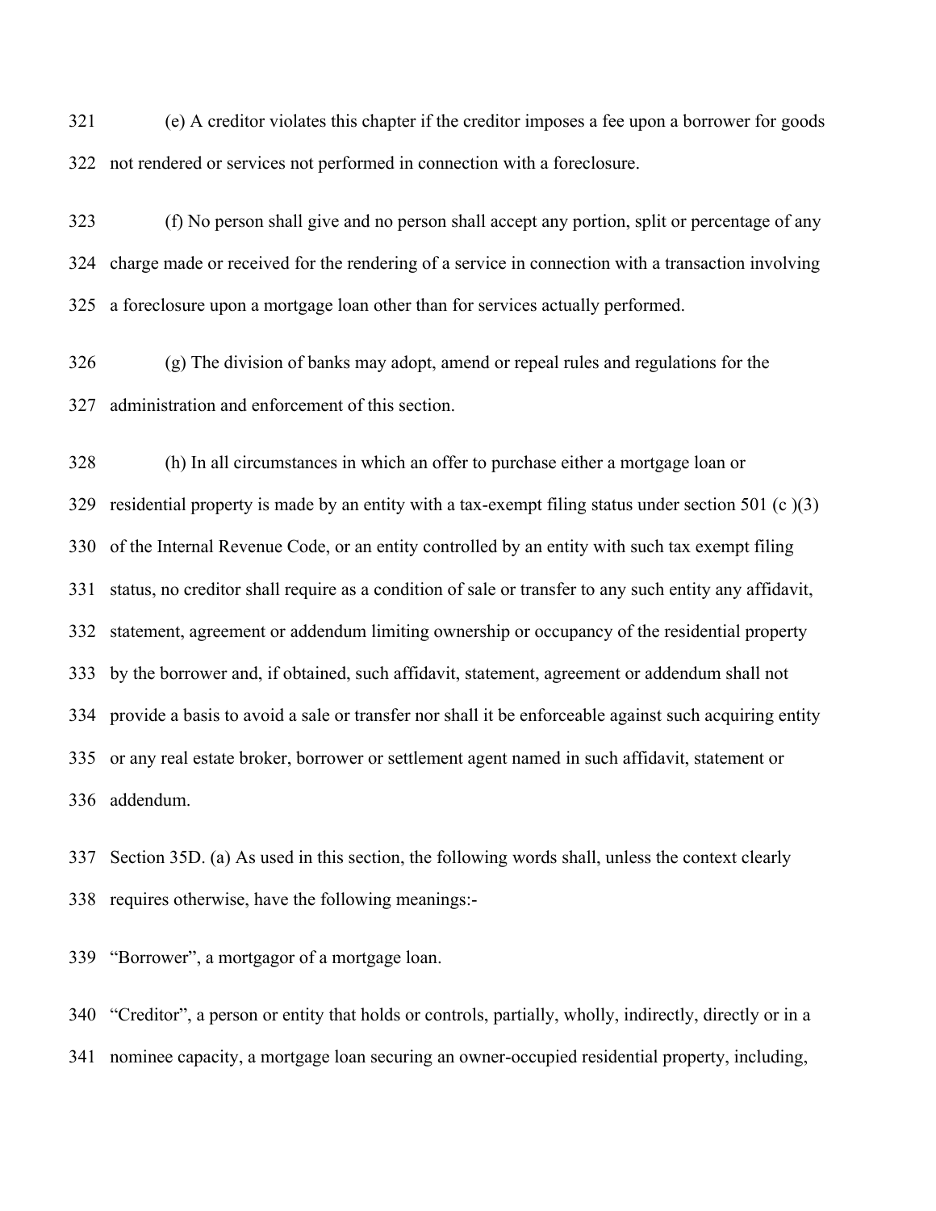(e) A creditor violates this chapter if the creditor imposes a fee upon a borrower for goods not rendered or services not performed in connection with a foreclosure.

(f) No person shall give and no person shall accept any portion, split or percentage of any charge made or received for the rendering of a service in connection with a transaction involving a foreclosure upon a mortgage loan other than for services actually performed.

(g) The division of banks may adopt, amend or repeal rules and regulations for the administration and enforcement of this section.

(h) In all circumstances in which an offer to purchase either a mortgage loan or residential property is made by an entity with a tax-exempt filing status under section 501 (c )(3) of the Internal Revenue Code, or an entity controlled by an entity with such tax exempt filing status, no creditor shall require as a condition of sale or transfer to any such entity any affidavit, statement, agreement or addendum limiting ownership or occupancy of the residential property by the borrower and, if obtained, such affidavit, statement, agreement or addendum shall not provide a basis to avoid a sale or transfer nor shall it be enforceable against such acquiring entity or any real estate broker, borrower or settlement agent named in such affidavit, statement or addendum.

Section 35D. (a) As used in this section, the following words shall, unless the context clearly requires otherwise, have the following meanings:-

"Borrower", a mortgagor of a mortgage loan.

"Creditor", a person or entity that holds or controls, partially, wholly, indirectly, directly or in a nominee capacity, a mortgage loan securing an owner-occupied residential property, including,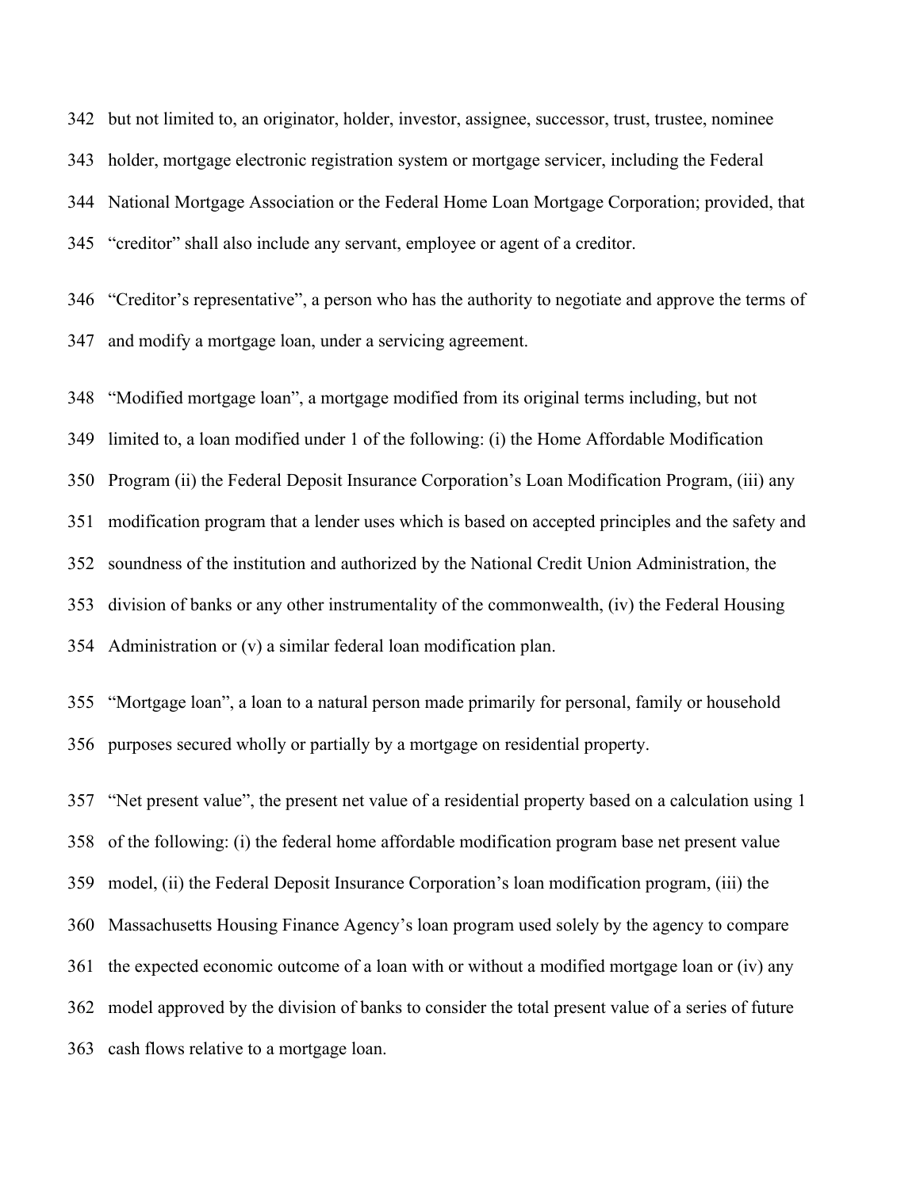but not limited to, an originator, holder, investor, assignee, successor, trust, trustee, nominee holder, mortgage electronic registration system or mortgage servicer, including the Federal National Mortgage Association or the Federal Home Loan Mortgage Corporation; provided, that "creditor" shall also include any servant, employee or agent of a creditor.

"Creditor's representative", a person who has the authority to negotiate and approve the terms of and modify a mortgage loan, under a servicing agreement.

"Modified mortgage loan", a mortgage modified from its original terms including, but not limited to, a loan modified under 1 of the following: (i) the Home Affordable Modification Program (ii) the Federal Deposit Insurance Corporation's Loan Modification Program, (iii) any modification program that a lender uses which is based on accepted principles and the safety and soundness of the institution and authorized by the National Credit Union Administration, the division of banks or any other instrumentality of the commonwealth, (iv) the Federal Housing Administration or (v) a similar federal loan modification plan.

"Mortgage loan", a loan to a natural person made primarily for personal, family or household purposes secured wholly or partially by a mortgage on residential property.

"Net present value", the present net value of a residential property based on a calculation using 1 of the following: (i) the federal home affordable modification program base net present value model, (ii) the Federal Deposit Insurance Corporation's loan modification program, (iii) the Massachusetts Housing Finance Agency's loan program used solely by the agency to compare the expected economic outcome of a loan with or without a modified mortgage loan or (iv) any model approved by the division of banks to consider the total present value of a series of future cash flows relative to a mortgage loan.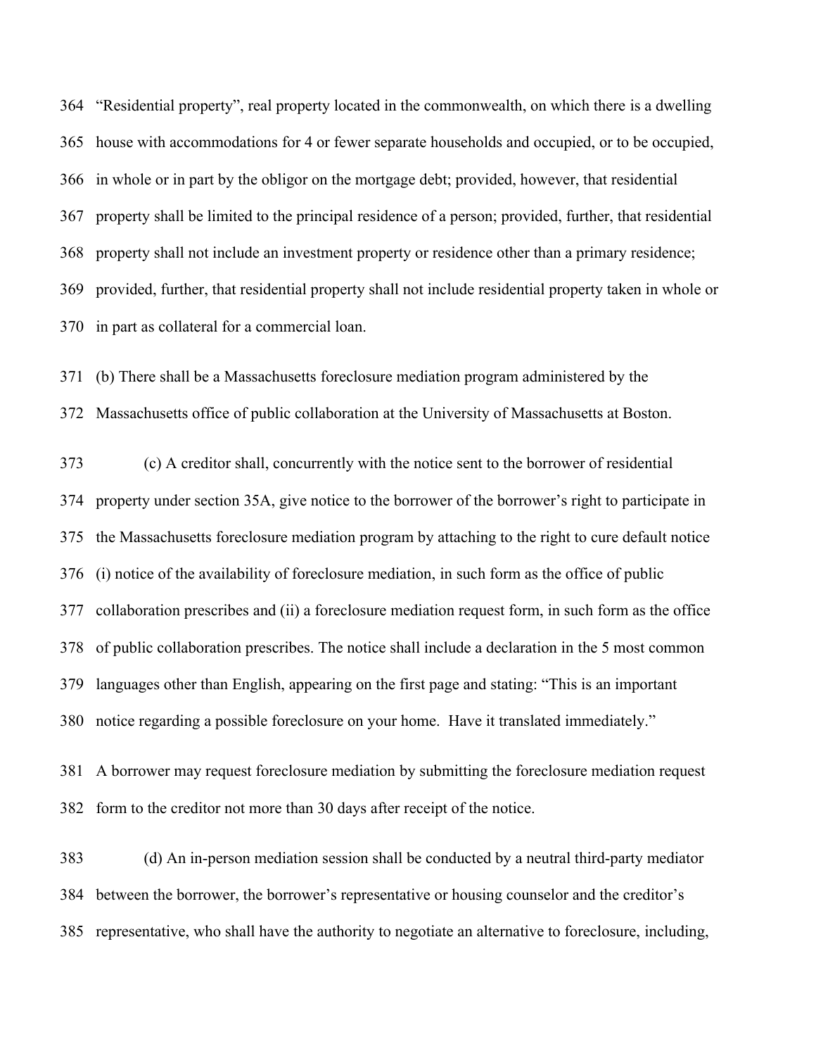"Residential property", real property located in the commonwealth, on which there is a dwelling house with accommodations for 4 or fewer separate households and occupied, or to be occupied, in whole or in part by the obligor on the mortgage debt; provided, however, that residential property shall be limited to the principal residence of a person; provided, further, that residential property shall not include an investment property or residence other than a primary residence; provided, further, that residential property shall not include residential property taken in whole or in part as collateral for a commercial loan.

(b) There shall be a Massachusetts foreclosure mediation program administered by the Massachusetts office of public collaboration at the University of Massachusetts at Boston.

(c) A creditor shall, concurrently with the notice sent to the borrower of residential property under section 35A, give notice to the borrower of the borrower's right to participate in the Massachusetts foreclosure mediation program by attaching to the right to cure default notice (i) notice of the availability of foreclosure mediation, in such form as the office of public collaboration prescribes and (ii) a foreclosure mediation request form, in such form as the office of public collaboration prescribes. The notice shall include a declaration in the 5 most common languages other than English, appearing on the first page and stating: "This is an important notice regarding a possible foreclosure on your home. Have it translated immediately."

A borrower may request foreclosure mediation by submitting the foreclosure mediation request form to the creditor not more than 30 days after receipt of the notice.

(d) An in-person mediation session shall be conducted by a neutral third-party mediator between the borrower, the borrower's representative or housing counselor and the creditor's representative, who shall have the authority to negotiate an alternative to foreclosure, including,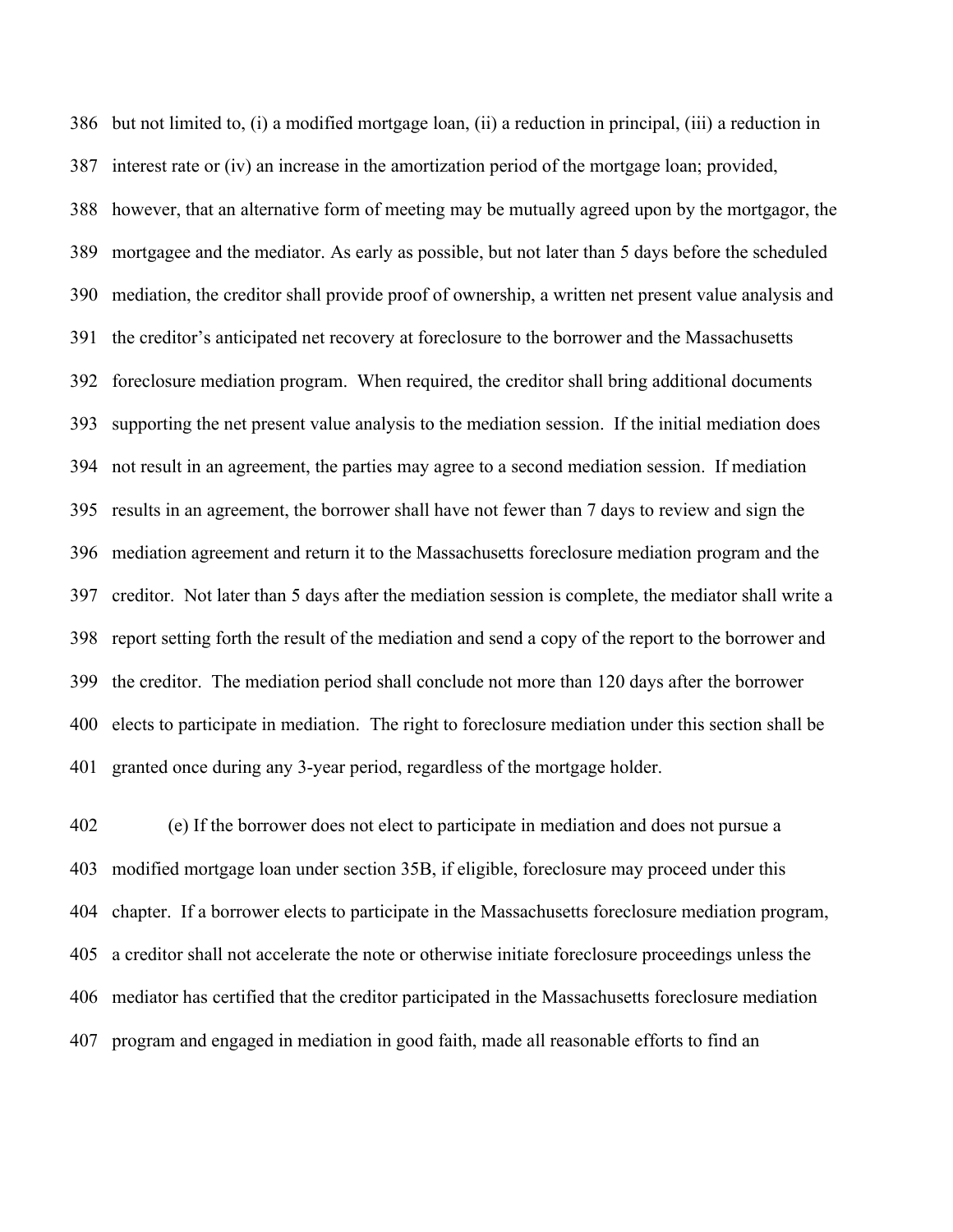but not limited to, (i) a modified mortgage loan, (ii) a reduction in principal, (iii) a reduction in interest rate or (iv) an increase in the amortization period of the mortgage loan; provided, however, that an alternative form of meeting may be mutually agreed upon by the mortgagor, the mortgagee and the mediator. As early as possible, but not later than 5 days before the scheduled mediation, the creditor shall provide proof of ownership, a written net present value analysis and the creditor's anticipated net recovery at foreclosure to the borrower and the Massachusetts foreclosure mediation program. When required, the creditor shall bring additional documents supporting the net present value analysis to the mediation session. If the initial mediation does not result in an agreement, the parties may agree to a second mediation session. If mediation results in an agreement, the borrower shall have not fewer than 7 days to review and sign the mediation agreement and return it to the Massachusetts foreclosure mediation program and the creditor. Not later than 5 days after the mediation session is complete, the mediator shall write a report setting forth the result of the mediation and send a copy of the report to the borrower and the creditor. The mediation period shall conclude not more than 120 days after the borrower elects to participate in mediation. The right to foreclosure mediation under this section shall be granted once during any 3-year period, regardless of the mortgage holder.

(e) If the borrower does not elect to participate in mediation and does not pursue a modified mortgage loan under section 35B, if eligible, foreclosure may proceed under this chapter. If a borrower elects to participate in the Massachusetts foreclosure mediation program, a creditor shall not accelerate the note or otherwise initiate foreclosure proceedings unless the mediator has certified that the creditor participated in the Massachusetts foreclosure mediation program and engaged in mediation in good faith, made all reasonable efforts to find an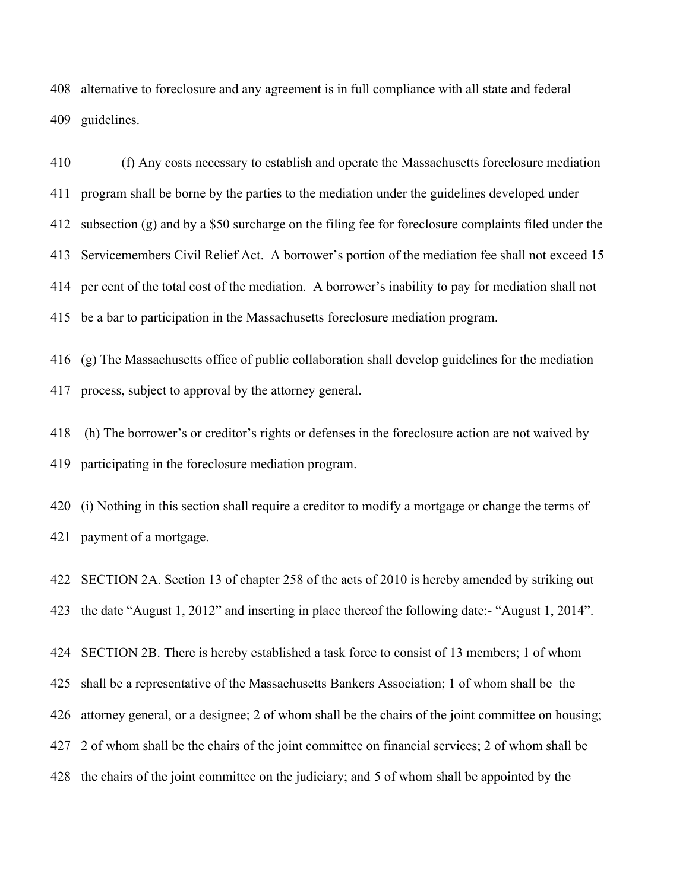alternative to foreclosure and any agreement is in full compliance with all state and federal guidelines.

(f) Any costs necessary to establish and operate the Massachusetts foreclosure mediation program shall be borne by the parties to the mediation under the guidelines developed under subsection (g) and by a $50 surcharge on the filing fee for foreclosure complaints filed under the Servicemembers Civil Relief Act. A borrower's portion of the mediation fee shall not exceed 15 per cent of the total cost of the mediation. A borrower's inability to pay for mediation shall not be a bar to participation in the Massachusetts foreclosure mediation program.

(g) The Massachusetts office of public collaboration shall develop guidelines for the mediation process, subject to approval by the attorney general.

(h) The borrower's or creditor's rights or defenses in the foreclosure action are not waived by participating in the foreclosure mediation program.

(i) Nothing in this section shall require a creditor to modify a mortgage or change the terms of payment of a mortgage.

SECTION 2A. Section 13 of chapter 258 of the acts of 2010 is hereby amended by striking out the date "August 1, 2012" and inserting in place thereof the following date:- "August 1, 2014".

SECTION 2B. There is hereby established a task force to consist of 13 members; 1 of whom shall be a representative of the Massachusetts Bankers Association; 1 of whom shall be the attorney general, or a designee; 2 of whom shall be the chairs of the joint committee on housing; 2 of whom shall be the chairs of the joint committee on financial services; 2 of whom shall be the chairs of the joint committee on the judiciary; and 5 of whom shall be appointed by the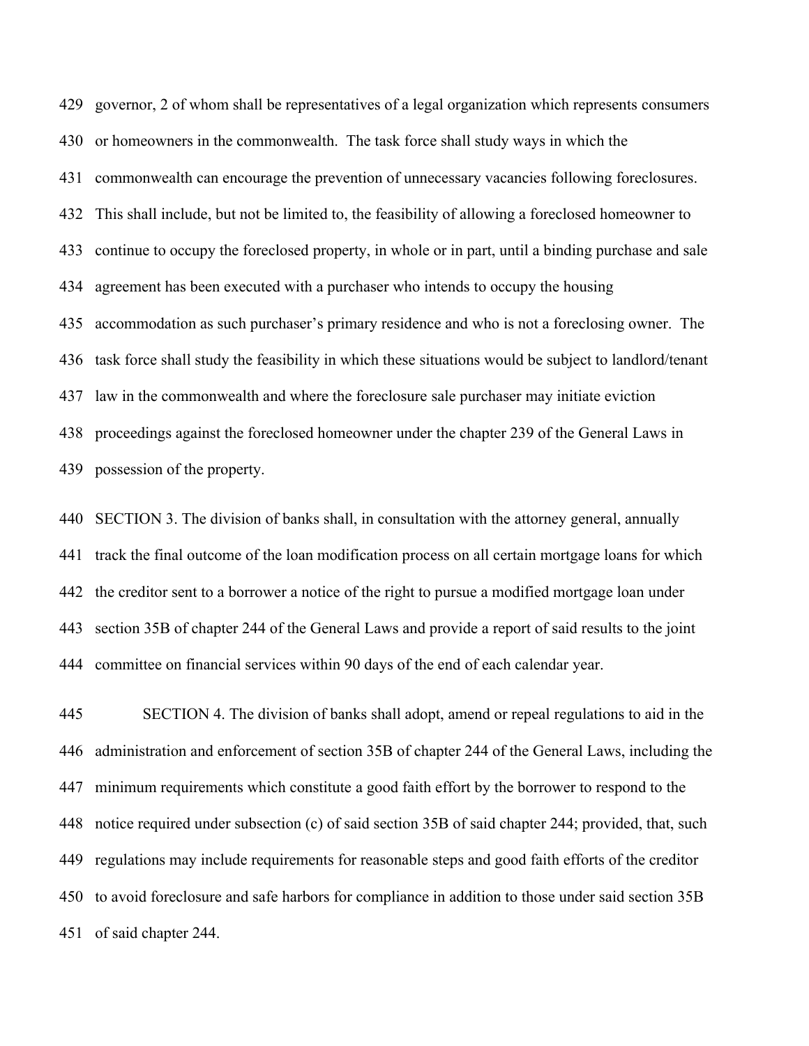governor, 2 of whom shall be representatives of a legal organization which represents consumers or homeowners in the commonwealth. The task force shall study ways in which the commonwealth can encourage the prevention of unnecessary vacancies following foreclosures. This shall include, but not be limited to, the feasibility of allowing a foreclosed homeowner to continue to occupy the foreclosed property, in whole or in part, until a binding purchase and sale agreement has been executed with a purchaser who intends to occupy the housing accommodation as such purchaser's primary residence and who is not a foreclosing owner. The task force shall study the feasibility in which these situations would be subject to landlord/tenant law in the commonwealth and where the foreclosure sale purchaser may initiate eviction proceedings against the foreclosed homeowner under the chapter 239 of the General Laws in possession of the property.

SECTION 3. The division of banks shall, in consultation with the attorney general, annually track the final outcome of the loan modification process on all certain mortgage loans for which the creditor sent to a borrower a notice of the right to pursue a modified mortgage loan under section 35B of chapter 244 of the General Laws and provide a report of said results to the joint committee on financial services within 90 days of the end of each calendar year.

SECTION 4. The division of banks shall adopt, amend or repeal regulations to aid in the administration and enforcement of section 35B of chapter 244 of the General Laws, including the minimum requirements which constitute a good faith effort by the borrower to respond to the notice required under subsection (c) of said section 35B of said chapter 244; provided, that, such regulations may include requirements for reasonable steps and good faith efforts of the creditor to avoid foreclosure and safe harbors for compliance in addition to those under said section 35B of said chapter 244.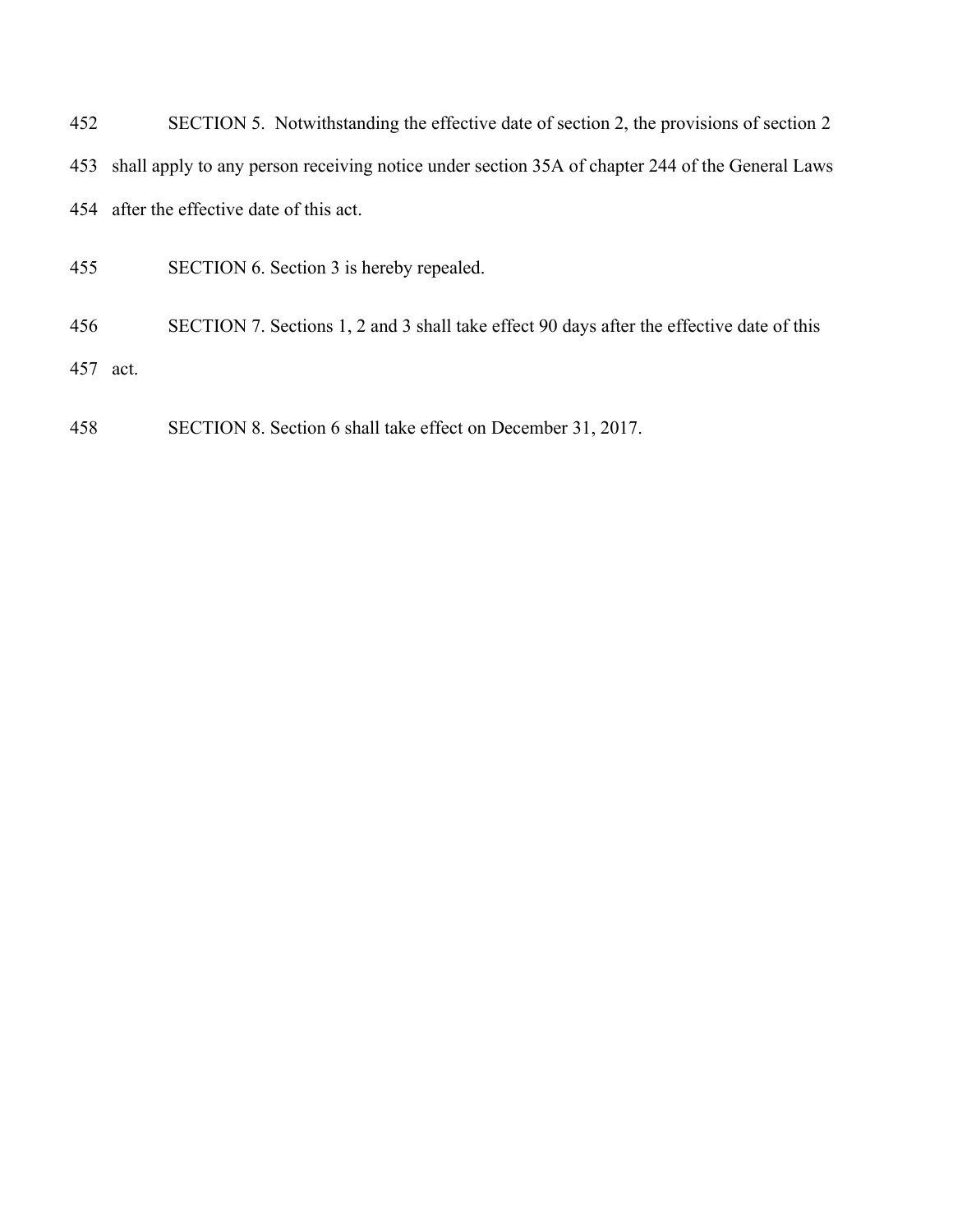SECTION 5. Notwithstanding the effective date of section 2, the provisions of section 2 shall apply to any person receiving notice under section 35A of chapter 244 of the General Laws after the effective date of this act.

SECTION 6. Section 3 is hereby repealed.

SECTION 7. Sections 1, 2 and 3 shall take effect 90 days after the effective date of this act.

SECTION 8. Section 6 shall take effect on December 31, 2017.